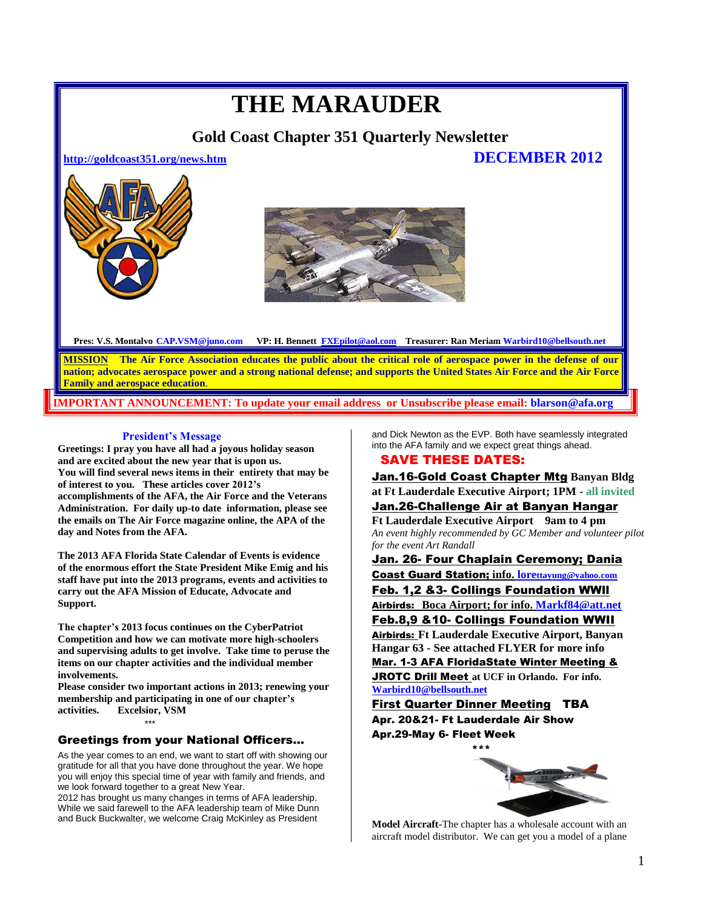# THE MARAUDER

## Gold Coast Chapter 351 Quarterly Newsletter

http://goldcoast351.org/news.htm **DECEMBER 2012**

**Pres: V.S. Montalvo CAP.VSM@juno.com VP: H. Bennett FXEpilot@aol.com Treasurer: Ran Meriam Warbird10@bellsouth.net**

**MISSION The Air Force Association educates the public about the critical role of aerospace power in the defense of our nation; advocates aerospace power and a strong national defense; and supports the United States Air Force and the Air Force Family and aerospace education.**

**IMPORTANT ANNOUNCEMENT: To update your email address or Unsubscribe please email: blarson@afa.org**

### President's Message

**Greetings: I pray you have all had a joyous holiday season and are excited about the new year that is upon us. You will find several news items in their entirety that may be of interest to you. These articles cover 2012's accomplishments of the AFA, the Air Force and the Veterans Administration. For daily up-to date information, please see the emails on The Air Force magazine online, the APA of the day and Notes from the AFA.**

**The 2013 AFA Florida State Calendar of Events is evidence of the enormous effort the State President Mike Emig and his staff have put into the 2013 programs, events and activities to carry out the AFA Mission of Educate, Advocate and Support.**

**The chapter's 2013 focus continues on the CyberPatriot Competition and how we can motivate more high-schoolers and supervising adults to get involve. Take time to peruse the items on our chapter activities and the individual member involvements.**
**Please consider two important actions in 2013; renewing your membership and participating in one of our chapter's activities. Excelsior, VSM**

***

### Greetings from your National Officers…

As the year comes to an end, we want to start off with showing our gratitude for all that you have done throughout the year. We hope you will enjoy this special time of year with family and friends, and we look forward together to a great New Year.
2012 has brought us many changes in terms of AFA leadership. While we said farewell to the AFA leadership team of Mike Dunn and Buck Buckwalter, we welcome Craig McKinley as President and Dick Newton as the EVP. Both have seamlessly integrated into the AFA family and we expect great things ahead.

### SAVE THESE DATES:

**Jan.16-Gold Coast Chapter Mtg Banyan Bldg at Ft Lauderdale Executive Airport; 1PM - all invited**

**Jan.26-Challenge Air at Banyan Hangar Ft Lauderdale Executive Airport 9am to 4 pm**
*An event highly recommended by GC Member and volunteer pilot for the event Art Randall*

**Jan. 26- Four Chaplain Ceremony; Dania Coast Guard Station; info. lorettayung@yahoo.com**

**Feb. 1,2 &3- Collings Foundation WWII Airbirds: Boca Airport; for info. Markf84@att.net**

**Feb.8,9 &10- Collings Foundation WWII Airbirds: Ft Lauderdale Executive Airport, Banyan Hangar 63 - See attached FLYER for more info**

**Mar. 1-3 AFA FloridaState Winter Meeting & JROTC Drill Meet at UCF in Orlando. For info. Warbird10@bellsouth.net**

**First Quarter Dinner Meeting TBA**

**Apr. 20&21- Ft Lauderdale Air Show**

**Apr.29-May 6- Fleet Week**

***

**Model Aircraft**-The chapter has a wholesale account with an aircraft model distributor. We can get you a model of a plane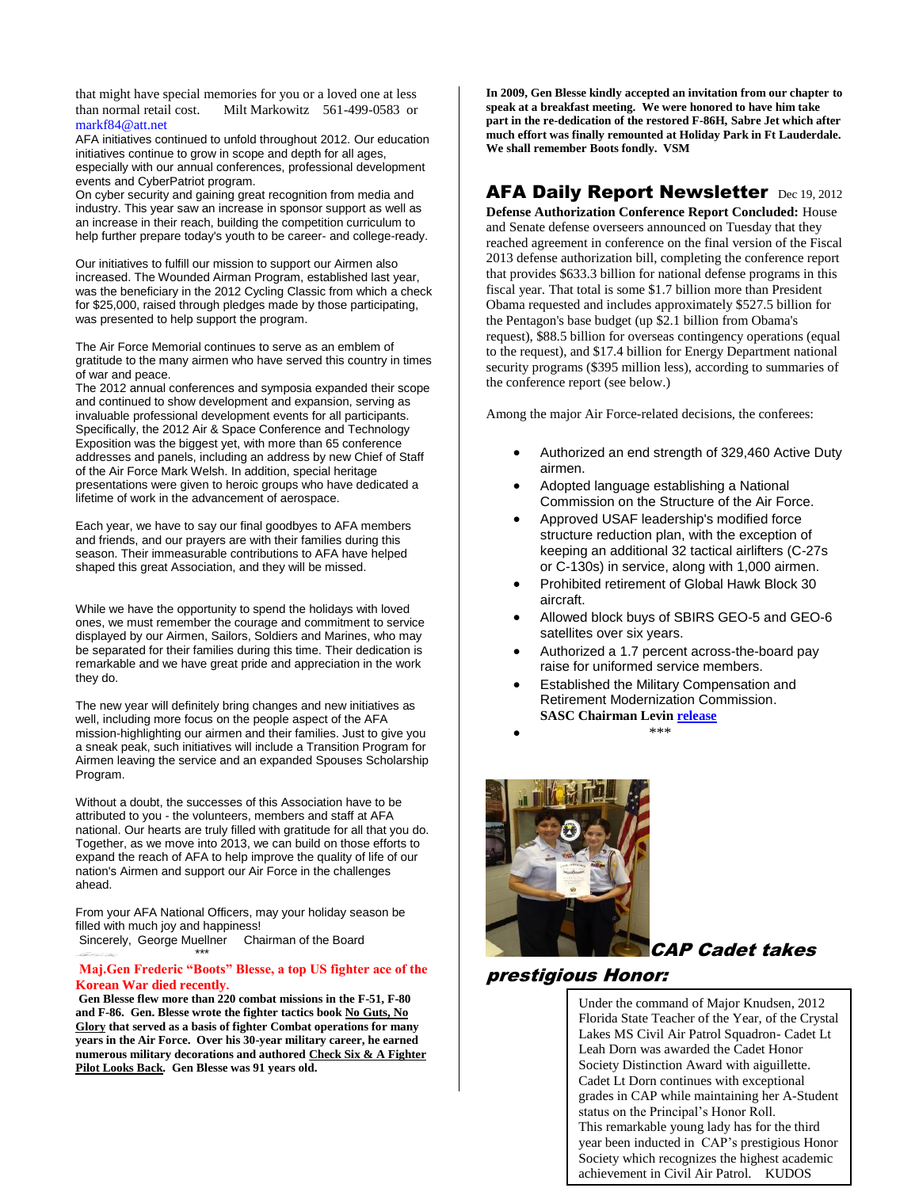that might have special memories for you or a loved one at less than normal retail cost. Milt Markowitz 561-499-0583 or markf84@att.net

AFA initiatives continued to unfold throughout 2012. Our education initiatives continue to grow in scope and depth for all ages, especially with our annual conferences, professional development events and CyberPatriot program.

On cyber security and gaining great recognition from media and industry. This year saw an increase in sponsor support as well as an increase in their reach, building the competition curriculum to help further prepare today's youth to be career- and college-ready.

Our initiatives to fulfill our mission to support our Airmen also increased. The Wounded Airman Program, established last year, was the beneficiary in the 2012 Cycling Classic from which a check for $25,000, raised through pledges made by those participating, was presented to help support the program.

The Air Force Memorial continues to serve as an emblem of gratitude to the many airmen who have served this country in times of war and peace.

The 2012 annual conferences and symposia expanded their scope and continued to show development and expansion, serving as invaluable professional development events for all participants. Specifically, the 2012 Air & Space Conference and Technology Exposition was the biggest yet, with more than 65 conference addresses and panels, including an address by new Chief of Staff of the Air Force Mark Welsh. In addition, special heritage presentations were given to heroic groups who have dedicated a lifetime of work in the advancement of aerospace.

Each year, we have to say our final goodbyes to AFA members and friends, and our prayers are with their families during this season. Their immeasurable contributions to AFA have helped shaped this great Association, and they will be missed.

While we have the opportunity to spend the holidays with loved ones, we must remember the courage and commitment to service displayed by our Airmen, Sailors, Soldiers and Marines, who may be separated for their families during this time. Their dedication is remarkable and we have great pride and appreciation in the work they do.

The new year will definitely bring changes and new initiatives as well, including more focus on the people aspect of the AFA mission-highlighting our airmen and their families. Just to give you a sneak peak, such initiatives will include a Transition Program for Airmen leaving the service and an expanded Spouses Scholarship Program.

Without a doubt, the successes of this Association have to be attributed to you - the volunteers, members and staff at AFA national. Our hearts are truly filled with gratitude for all that you do. Together, as we move into 2013, we can build on those efforts to expand the reach of AFA to help improve the quality of life of our nation's Airmen and support our Air Force in the challenges ahead.

From your AFA National Officers, may your holiday season be filled with much joy and happiness!

Sincerely, George Muellner Chairman of the Board

***

**Maj.Gen Frederic "Boots" Blesse, a top US fighter ace of the Korean War died recently.**

**Gen Blesse flew more than 220 combat missions in the F-51, F-80 and F-86. Gen. Blesse wrote the fighter tactics book <u>No Guts, No Glory</u> that served as a basis of fighter Combat operations for many years in the Air Force. Over his 30-year military career, he earned numerous military decorations and authored <u>Check Six & A Fighter Pilot Looks Back</u>. Gen Blesse was 91 years old.**

**In 2009, Gen Blesse kindly accepted an invitation from our chapter to speak at a breakfast meeting. We were honored to have him take part in the re-dedication of the restored F-86H, Sabre Jet which after much effort was finally remounted at Holiday Park in Ft Lauderdale. We shall remember Boots fondly. VSM**

## AFA Daily Report Newsletter Dec 19, 2012

**Defense Authorization Conference Report Concluded:** House and Senate defense overseers announced on Tuesday that they reached agreement in conference on the final version of the Fiscal 2013 defense authorization bill, completing the conference report that provides $633.3 billion for national defense programs in this fiscal year. That total is some $1.7 billion more than President Obama requested and includes approximately $527.5 billion for the Pentagon's base budget (up $2.1 billion from Obama's request), $88.5 billion for overseas contingency operations (equal to the request), and $17.4 billion for Energy Department national security programs ($395 million less), according to summaries of the conference report (see below.)

Among the major Air Force-related decisions, the conferees:

- Authorized an end strength of 329,460 Active Duty airmen.
- Adopted language establishing a National Commission on the Structure of the Air Force.
- Approved USAF leadership's modified force structure reduction plan, with the exception of keeping an additional 32 tactical airlifters (C-27s or C-130s) in service, along with 1,000 airmen.
- Prohibited retirement of Global Hawk Block 30 aircraft.
- Allowed block buys of SBIRS GEO-5 and GEO-6 satellites over six years.
- Authorized a 1.7 percent across-the-board pay raise for uniformed service members.
- Established the Military Compensation and Retirement Modernization Commission.
  **SASC Chairman Levin <u>release</u>**
- ***

## *CAP Cadet takes prestigious Honor:*

Under the command of Major Knudsen, 2012 Florida State Teacher of the Year, of the Crystal Lakes MS Civil Air Patrol Squadron- Cadet Lt Leah Dorn was awarded the Cadet Honor Society Distinction Award with aiguillette. Cadet Lt Dorn continues with exceptional grades in CAP while maintaining her A-Student status on the Principal's Honor Roll.

This remarkable young lady has for the third year been inducted in CAP's prestigious Honor Society which recognizes the highest academic achievement in Civil Air Patrol. KUDOS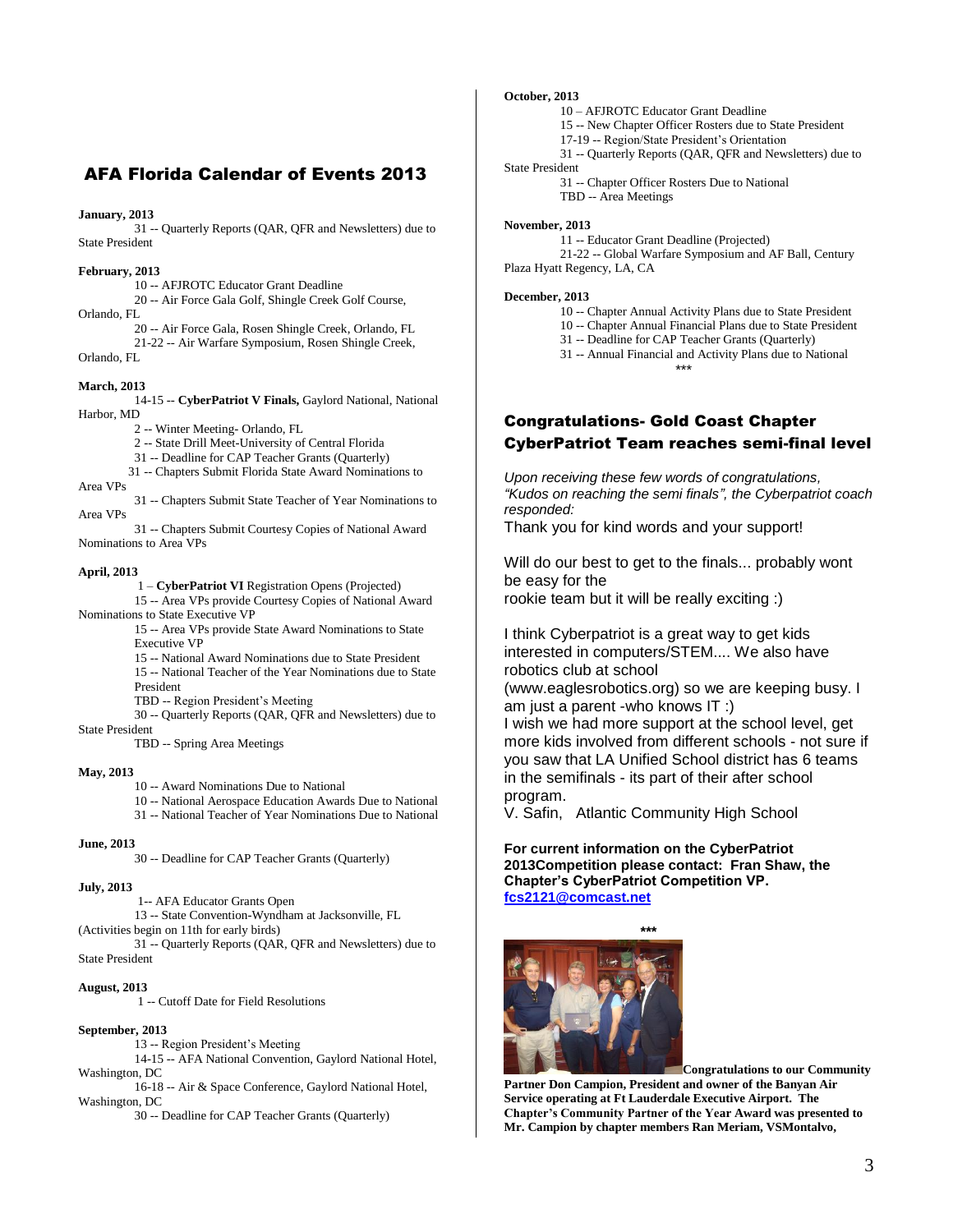## AFA Florida Calendar of Events 2013

**January, 2013**

31 -- Quarterly Reports (QAR, QFR and Newsletters) due to State President

**February, 2013**

10 -- AFJROTC Educator Grant Deadline
20 -- Air Force Gala Golf, Shingle Creek Golf Course, Orlando, FL
20 -- Air Force Gala, Rosen Shingle Creek, Orlando, FL
21-22 -- Air Warfare Symposium, Rosen Shingle Creek, Orlando, FL

**March, 2013**

14-15 -- **CyberPatriot V Finals,** Gaylord National, National Harbor, MD
2 -- Winter Meeting- Orlando, FL
2 -- State Drill Meet-University of Central Florida
31 -- Deadline for CAP Teacher Grants (Quarterly)
31 -- Chapters Submit Florida State Award Nominations to Area VPs
31 -- Chapters Submit State Teacher of Year Nominations to Area VPs
31 -- Chapters Submit Courtesy Copies of National Award Nominations to Area VPs

**April, 2013**

1 – **CyberPatriot VI** Registration Opens (Projected)
15 -- Area VPs provide Courtesy Copies of National Award Nominations to State Executive VP
15 -- Area VPs provide State Award Nominations to State Executive VP
15 -- National Award Nominations due to State President
15 -- National Teacher of the Year Nominations due to State President
TBD -- Region President's Meeting
30 -- Quarterly Reports (QAR, QFR and Newsletters) due to State President
TBD -- Spring Area Meetings

**May, 2013**

10 -- Award Nominations Due to National
10 -- National Aerospace Education Awards Due to National
31 -- National Teacher of Year Nominations Due to National

**June, 2013**

30 -- Deadline for CAP Teacher Grants (Quarterly)

**July, 2013**

1-- AFA Educator Grants Open
13 -- State Convention-Wyndham at Jacksonville, FL (Activities begin on 11th for early birds)
31 -- Quarterly Reports (QAR, QFR and Newsletters) due to State President

**August, 2013**

1 -- Cutoff Date for Field Resolutions

**September, 2013**

13 -- Region President's Meeting
14-15 -- AFA National Convention, Gaylord National Hotel, Washington, DC
16-18 -- Air & Space Conference, Gaylord National Hotel, Washington, DC
30 -- Deadline for CAP Teacher Grants (Quarterly)

**October, 2013**

10 – AFJROTC Educator Grant Deadline
15 -- New Chapter Officer Rosters due to State President
17-19 -- Region/State President's Orientation
31 -- Quarterly Reports (QAR, QFR and Newsletters) due to State President
31 -- Chapter Officer Rosters Due to National
TBD -- Area Meetings

**November, 2013**

11 -- Educator Grant Deadline (Projected)
21-22 -- Global Warfare Symposium and AF Ball, Century Plaza Hyatt Regency, LA, CA

**December, 2013**

10 -- Chapter Annual Activity Plans due to State President
10 -- Chapter Annual Financial Plans due to State President
31 -- Deadline for CAP Teacher Grants (Quarterly)
31 -- Annual Financial and Activity Plans due to National

\*\*\*

## Congratulations- Gold Coast Chapter CyberPatriot Team reaches semi-final level

*Upon receiving these few words of congratulations, "Kudos on reaching the semi finals", the Cyberpatriot coach responded:*

Thank you for kind words and your support!

Will do our best to get to the finals... probably wont be easy for the rookie team but it will be really exciting :)

I think Cyberpatriot is a great way to get kids interested in computers/STEM.... We also have robotics club at school (www.eaglesrobotics.org) so we are keeping busy. I am just a parent -who knows IT :)

I wish we had more support at the school level, get more kids involved from different schools - not sure if you saw that LA Unified School district has 6 teams in the semifinals - its part of their after school program.

V. Safin, Atlantic Community High School

**For current information on the CyberPatriot 2013Competition please contact: Fran Shaw, the Chapter's CyberPatriot Competition VP. [fcs2121@comcast.net](mailto:fcs2121@comcast.net)**

\*\*\*

**Congratulations to our Community Partner Don Campion, President and owner of the Banyan Air Service operating at Ft Lauderdale Executive Airport. The Chapter's Community Partner of the Year Award was presented to Mr. Campion by chapter members Ran Meriam, VSMontalvo,**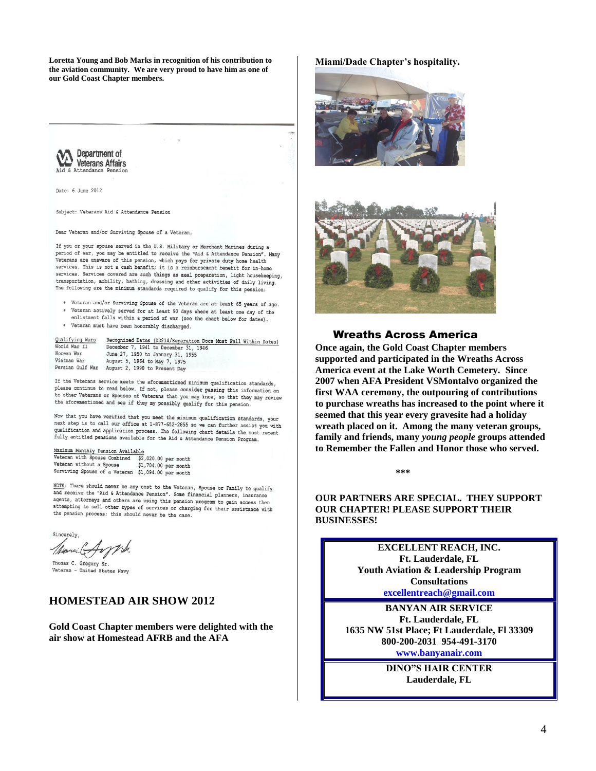**Loretta Young and Bob Marks in recognition of his contribution to the aviation community. We are very proud to have him as one of our Gold Coast Chapter members.**

Department of Veterans Affairs
Aid & Attendance Pension

Date: 6 June 2012

Subject: Veterans Aid & Attendance Pension

Dear Veteran and/or Surviving Spouse of a Veteran,

If you or your spouse served in the U.S. Military or Merchant Marines during a period of war, you may be entitled to receive the "Aid & Attendance Pension". Many Veterans are unaware of this pension, which pays for private duty home health services. This is not a cash benefit; it is a reimbursement benefit for in-home services. Services covered are such things as meal preparation, light housekeeping, transportation, mobility, bathing, dressing and other activities of daily living. The following are the minimum standards required to qualify for this pension:

- Veteran and/or Surviving Spouse of the Veteran are at least 65 years of age.
- Veteran actively served for at least 90 days where at least one day of the enlistment falls within a period of war (see the chart below for dates).
- Veteran must have been honorably discharged.

| Qualifying Wars | Recognized Dates (DD214/Separation Docs Must Fall Within Dates) |
|---|---|
| World War II | December 7, 1941 to December 31, 1946 |
| Korean War | June 27, 1950 to January 31, 1955 |
| Vietnam War | August 5, 1964 to May 7, 1975 |
| Persian Gulf War | August 2, 1990 to Present Day |

If the Veterans service meets the aforementioned minimum qualification standards, please continue to read below. If not, please consider passing this information on to other Veterans or Spouses of Veterans that you may know, so that they may review the aforementioned and see if they my possibly qualify for this pension.

Now that you have verified that you meet the minimum qualification standards, your next step is to call our office at 1-877-652-2855 so we can further assist you with qualification and application process. The following chart details the most recent fully entitled pensions available for the Aid & Attendance Pension Program.

| Maximum Monthly Pension Available | |
|---|---|
| Veteran with Spouse Combined | $2,020.00 per month |
| Veteran without a Spouse | $1,704.00 per month |
| Surviving Spouse of a Veteran | $1,094.00 per month |

NOTE: There should never be any cost to the Veteran, Spouse or Family to qualify and receive the "Aid & Attendance Pension". Some financial planners, insurance agents, attorneys and others are using this pension program to gain access then attempting to sell other types of services or charging for their assistance with the pension process; this should never be the case.

Sincerely,

Thomas C. Gregory Sr.
Veteran - United States Navy

## HOMESTEAD AIR SHOW 2012

**Gold Coast Chapter members were delighted with the air show at Homestead AFRB and the AFA Miami/Dade Chapter's hospitality.**

## Wreaths Across America

**Once again, the Gold Coast Chapter members supported and participated in the Wreaths Across America event at the Lake Worth Cemetery. Since 2007 when AFA President VSMontalvo organized the first WAA ceremony, the outpouring of contributions to purchase wreaths has increased to the point where it seemed that this year every gravesite had a holiday wreath placed on it. Among the many veteran groups, family and friends, many *young people* groups attended to Remember the Fallen and Honor those who served.**

***

**OUR PARTNERS ARE SPECIAL. THEY SUPPORT OUR CHAPTER! PLEASE SUPPORT THEIR BUSINESSES!**

**EXCELLENT REACH, INC.**
**Ft. Lauderdale, FL**
**Youth Aviation & Leadership Program Consultations**
**excellentreach@gmail.com**

**BANYAN AIR SERVICE**
**Ft. Lauderdale, FL**
**1635 NW 51st Place; Ft Lauderdale, Fl 33309**
**800-200-2031 954-491-3170**
**www.banyanair.com**

**DINO"S HAIR CENTER**
**Lauderdale, FL**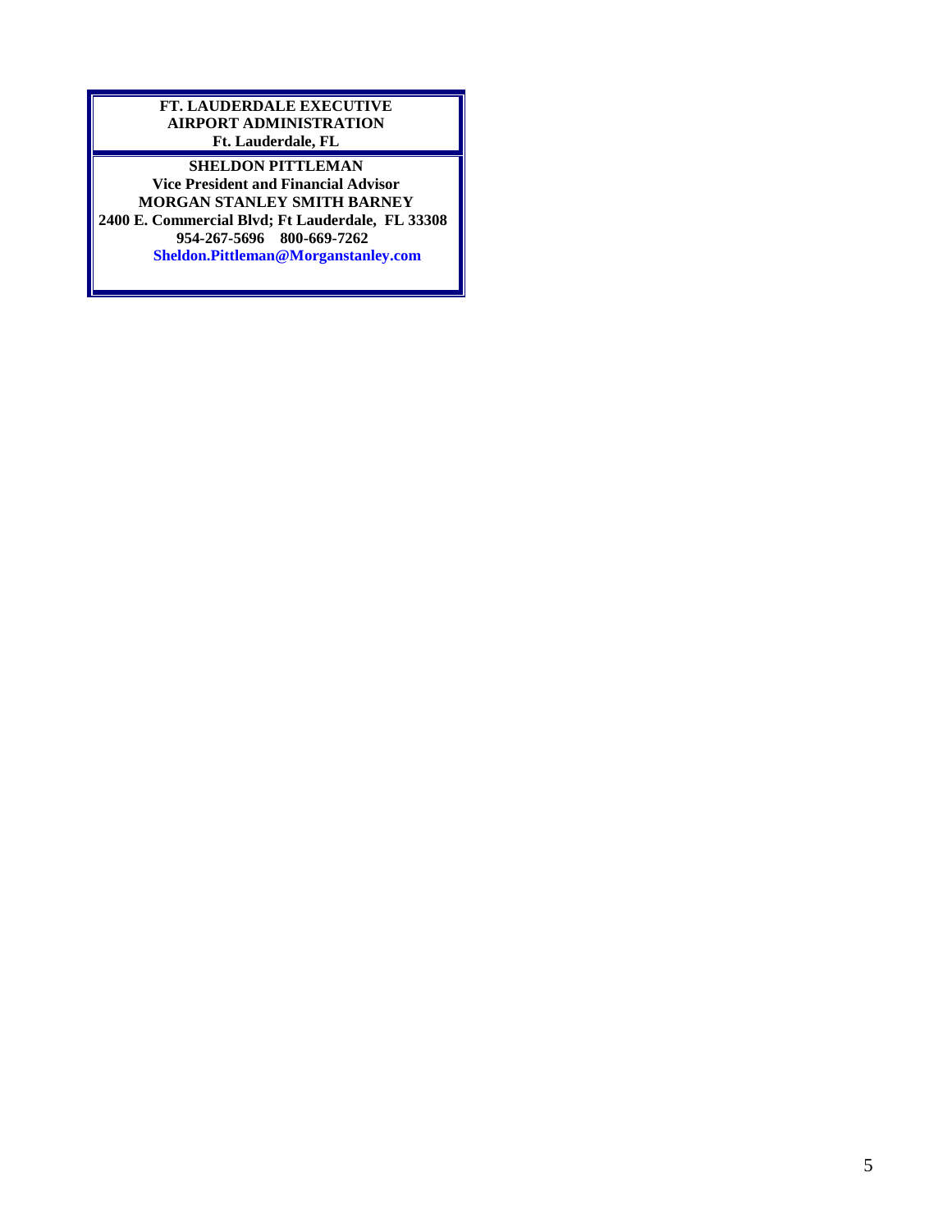**FT. LAUDERDALE EXECUTIVE AIRPORT ADMINISTRATION**
**Ft. Lauderdale, FL**

**SHELDON PITTLEMAN**
**Vice President and Financial Advisor**
**MORGAN STANLEY SMITH BARNEY**
**2400 E. Commercial Blvd; Ft Lauderdale, FL 33308**
**954-267-5696 800-669-7262**
**Sheldon.Pittleman@Morganstanley.com**